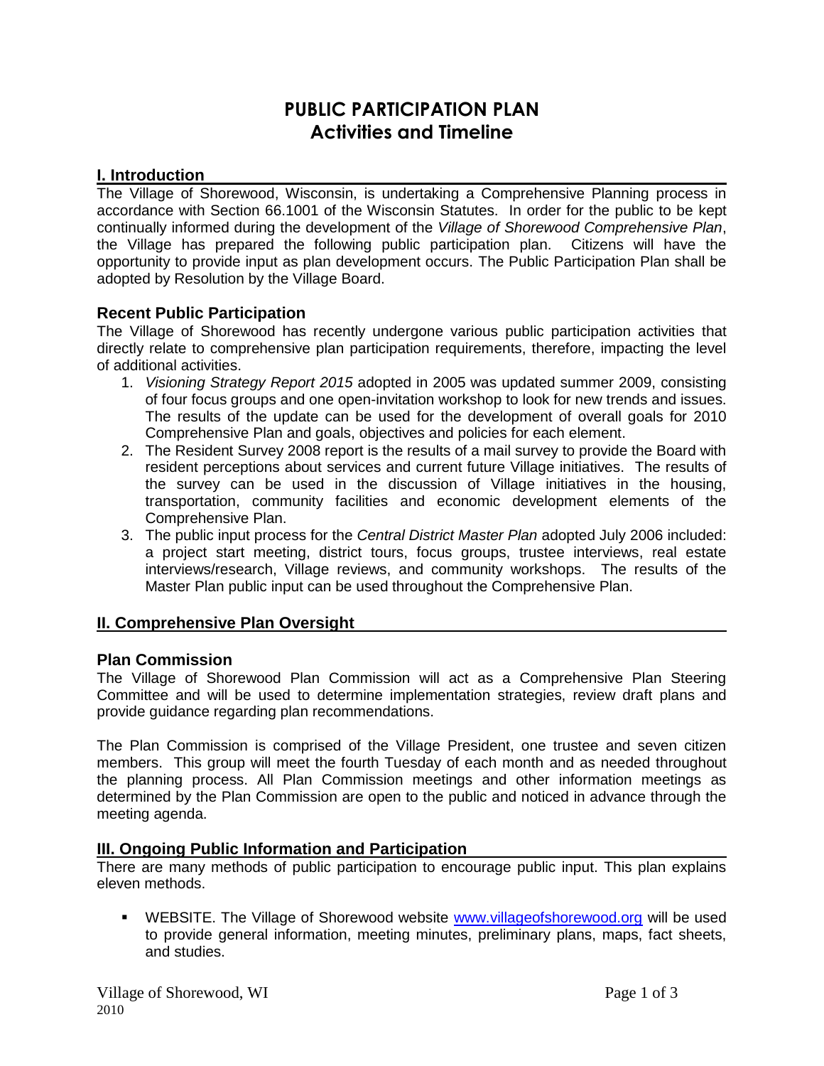# PUBLIC PARTICIPATION PLAN
## Activities and Timeline

## I. Introduction

The Village of Shorewood, Wisconsin, is undertaking a Comprehensive Planning process in accordance with Section 66.1001 of the Wisconsin Statutes. In order for the public to be kept continually informed during the development of the *Village of Shorewood Comprehensive Plan*, the Village has prepared the following public participation plan. Citizens will have the opportunity to provide input as plan development occurs. The Public Participation Plan shall be adopted by Resolution by the Village Board.

### Recent Public Participation

The Village of Shorewood has recently undergone various public participation activities that directly relate to comprehensive plan participation requirements, therefore, impacting the level of additional activities.

1. *Visioning Strategy Report 2015* adopted in 2005 was updated summer 2009, consisting of four focus groups and one open-invitation workshop to look for new trends and issues. The results of the update can be used for the development of overall goals for 2010 Comprehensive Plan and goals, objectives and policies for each element.
2. The Resident Survey 2008 report is the results of a mail survey to provide the Board with resident perceptions about services and current future Village initiatives. The results of the survey can be used in the discussion of Village initiatives in the housing, transportation, community facilities and economic development elements of the Comprehensive Plan.
3. The public input process for the *Central District Master Plan* adopted July 2006 included: a project start meeting, district tours, focus groups, trustee interviews, real estate interviews/research, Village reviews, and community workshops. The results of the Master Plan public input can be used throughout the Comprehensive Plan.

## II. Comprehensive Plan Oversight

### Plan Commission

The Village of Shorewood Plan Commission will act as a Comprehensive Plan Steering Committee and will be used to determine implementation strategies, review draft plans and provide guidance regarding plan recommendations.

The Plan Commission is comprised of the Village President, one trustee and seven citizen members. This group will meet the fourth Tuesday of each month and as needed throughout the planning process. All Plan Commission meetings and other information meetings as determined by the Plan Commission are open to the public and noticed in advance through the meeting agenda.

## III. Ongoing Public Information and Participation

There are many methods of public participation to encourage public input. This plan explains eleven methods.

- WEBSITE. The Village of Shorewood website www.villageofshorewood.org will be used to provide general information, meeting minutes, preliminary plans, maps, fact sheets, and studies.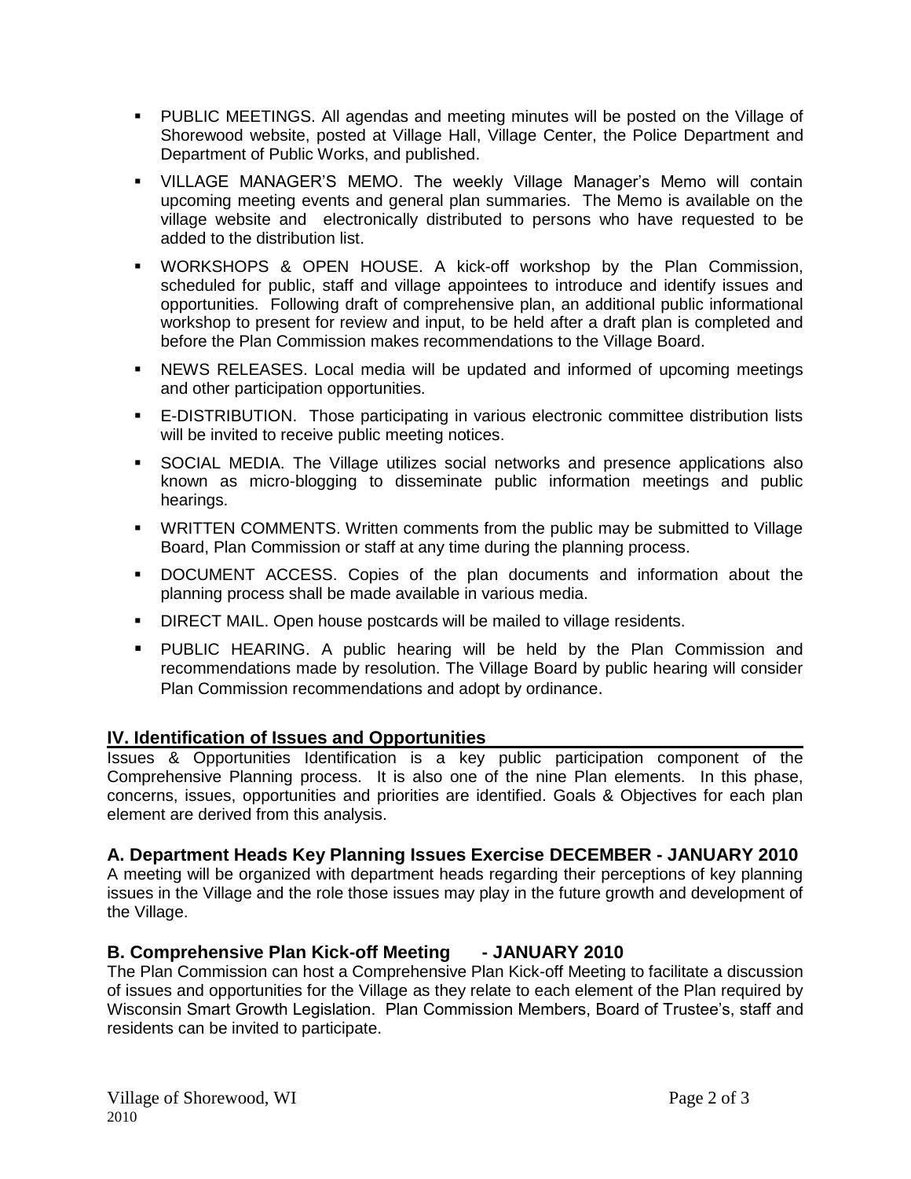- PUBLIC MEETINGS. All agendas and meeting minutes will be posted on the Village of Shorewood website, posted at Village Hall, Village Center, the Police Department and Department of Public Works, and published.
- VILLAGE MANAGER'S MEMO. The weekly Village Manager's Memo will contain upcoming meeting events and general plan summaries. The Memo is available on the village website and electronically distributed to persons who have requested to be added to the distribution list.
- WORKSHOPS & OPEN HOUSE. A kick-off workshop by the Plan Commission, scheduled for public, staff and village appointees to introduce and identify issues and opportunities. Following draft of comprehensive plan, an additional public informational workshop to present for review and input, to be held after a draft plan is completed and before the Plan Commission makes recommendations to the Village Board.
- NEWS RELEASES. Local media will be updated and informed of upcoming meetings and other participation opportunities.
- E-DISTRIBUTION. Those participating in various electronic committee distribution lists will be invited to receive public meeting notices.
- SOCIAL MEDIA. The Village utilizes social networks and presence applications also known as micro-blogging to disseminate public information meetings and public hearings.
- WRITTEN COMMENTS. Written comments from the public may be submitted to Village Board, Plan Commission or staff at any time during the planning process.
- DOCUMENT ACCESS. Copies of the plan documents and information about the planning process shall be made available in various media.
- DIRECT MAIL. Open house postcards will be mailed to village residents.
- PUBLIC HEARING. A public hearing will be held by the Plan Commission and recommendations made by resolution. The Village Board by public hearing will consider Plan Commission recommendations and adopt by ordinance.

## IV. Identification of Issues and Opportunities

Issues & Opportunities Identification is a key public participation component of the Comprehensive Planning process. It is also one of the nine Plan elements. In this phase, concerns, issues, opportunities and priorities are identified. Goals & Objectives for each plan element are derived from this analysis.

### A. Department Heads Key Planning Issues Exercise DECEMBER - JANUARY 2010

A meeting will be organized with department heads regarding their perceptions of key planning issues in the Village and the role those issues may play in the future growth and development of the Village.

### B. Comprehensive Plan Kick-off Meeting - JANUARY 2010

The Plan Commission can host a Comprehensive Plan Kick-off Meeting to facilitate a discussion of issues and opportunities for the Village as they relate to each element of the Plan required by Wisconsin Smart Growth Legislation. Plan Commission Members, Board of Trustee's, staff and residents can be invited to participate.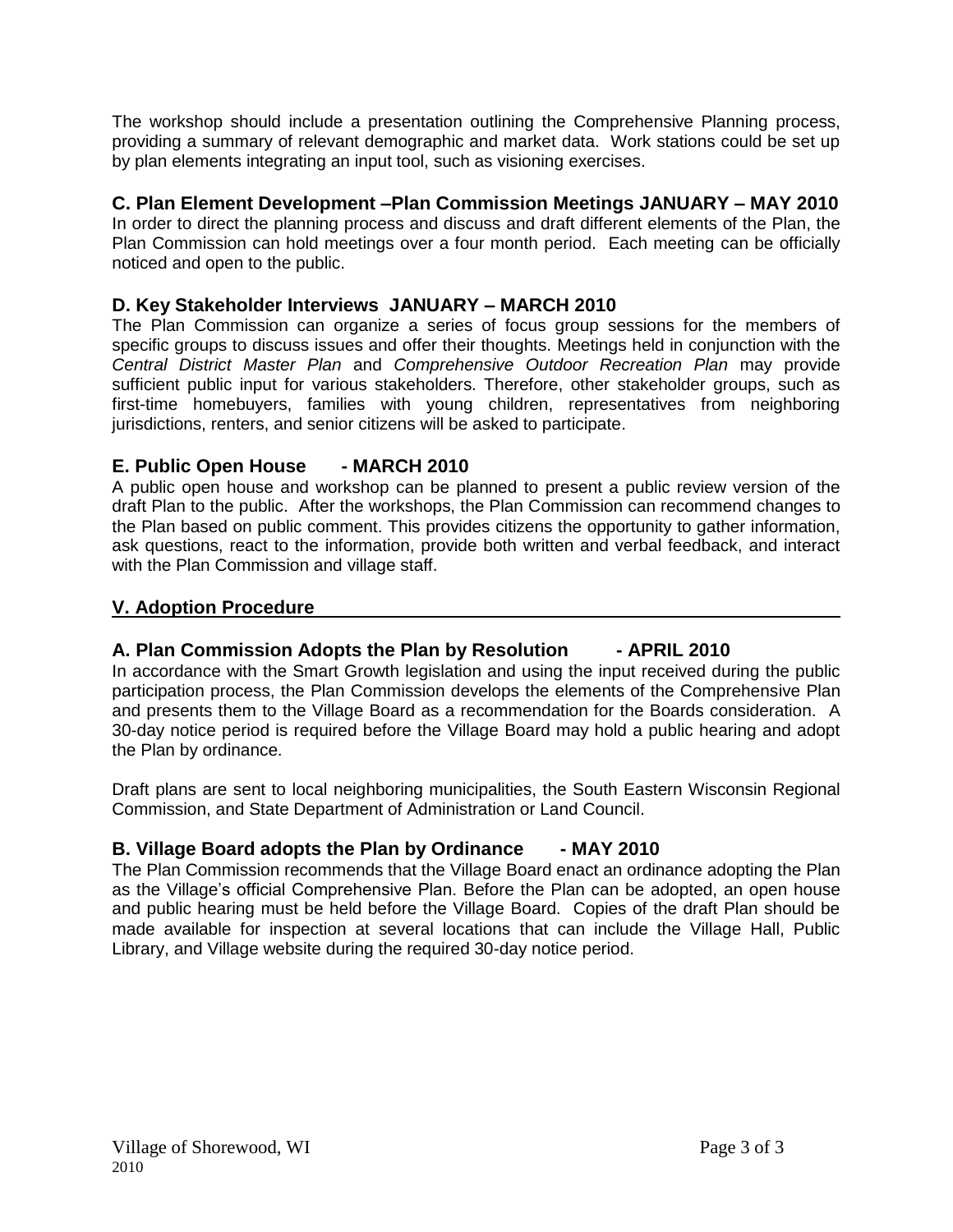The workshop should include a presentation outlining the Comprehensive Planning process, providing a summary of relevant demographic and market data. Work stations could be set up by plan elements integrating an input tool, such as visioning exercises.

### C. Plan Element Development –Plan Commission Meetings JANUARY – MAY 2010

In order to direct the planning process and discuss and draft different elements of the Plan, the Plan Commission can hold meetings over a four month period. Each meeting can be officially noticed and open to the public.

### D. Key Stakeholder Interviews JANUARY – MARCH 2010

The Plan Commission can organize a series of focus group sessions for the members of specific groups to discuss issues and offer their thoughts. Meetings held in conjunction with the *Central District Master Plan* and *Comprehensive Outdoor Recreation Plan* may provide sufficient public input for various stakeholders. Therefore, other stakeholder groups, such as first-time homebuyers, families with young children, representatives from neighboring jurisdictions, renters, and senior citizens will be asked to participate.

### E. Public Open House - MARCH 2010

A public open house and workshop can be planned to present a public review version of the draft Plan to the public. After the workshops, the Plan Commission can recommend changes to the Plan based on public comment. This provides citizens the opportunity to gather information, ask questions, react to the information, provide both written and verbal feedback, and interact with the Plan Commission and village staff.

## V. Adoption Procedure

### A. Plan Commission Adopts the Plan by Resolution - APRIL 2010

In accordance with the Smart Growth legislation and using the input received during the public participation process, the Plan Commission develops the elements of the Comprehensive Plan and presents them to the Village Board as a recommendation for the Boards consideration. A 30-day notice period is required before the Village Board may hold a public hearing and adopt the Plan by ordinance.

Draft plans are sent to local neighboring municipalities, the South Eastern Wisconsin Regional Commission, and State Department of Administration or Land Council.

### B. Village Board adopts the Plan by Ordinance - MAY 2010

The Plan Commission recommends that the Village Board enact an ordinance adopting the Plan as the Village's official Comprehensive Plan. Before the Plan can be adopted, an open house and public hearing must be held before the Village Board. Copies of the draft Plan should be made available for inspection at several locations that can include the Village Hall, Public Library, and Village website during the required 30-day notice period.